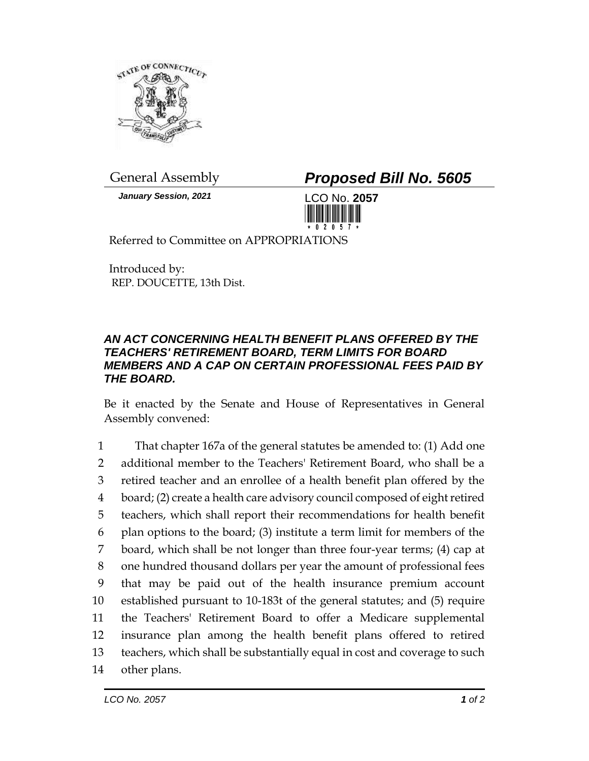General Assembly

# *Proposed Bill No. 5605*

***January Session, 2021***

LCO No. **2057**

Referred to Committee on APPROPRIATIONS

Introduced by:
REP. DOUCETTE, 13th Dist.

### *AN ACT CONCERNING HEALTH BENEFIT PLANS OFFERED BY THE TEACHERS' RETIREMENT BOARD, TERM LIMITS FOR BOARD MEMBERS AND A CAP ON CERTAIN PROFESSIONAL FEES PAID BY THE BOARD.*

Be it enacted by the Senate and House of Representatives in General Assembly convened:

That chapter 167a of the general statutes be amended to: (1) Add one additional member to the Teachers' Retirement Board, who shall be a retired teacher and an enrollee of a health benefit plan offered by the board; (2) create a health care advisory council composed of eight retired teachers, which shall report their recommendations for health benefit plan options to the board; (3) institute a term limit for members of the board, which shall be not longer than three four-year terms; (4) cap at one hundred thousand dollars per year the amount of professional fees that may be paid out of the health insurance premium account established pursuant to 10-183t of the general statutes; and (5) require the Teachers' Retirement Board to offer a Medicare supplemental insurance plan among the health benefit plans offered to retired teachers, which shall be substantially equal in cost and coverage to such other plans.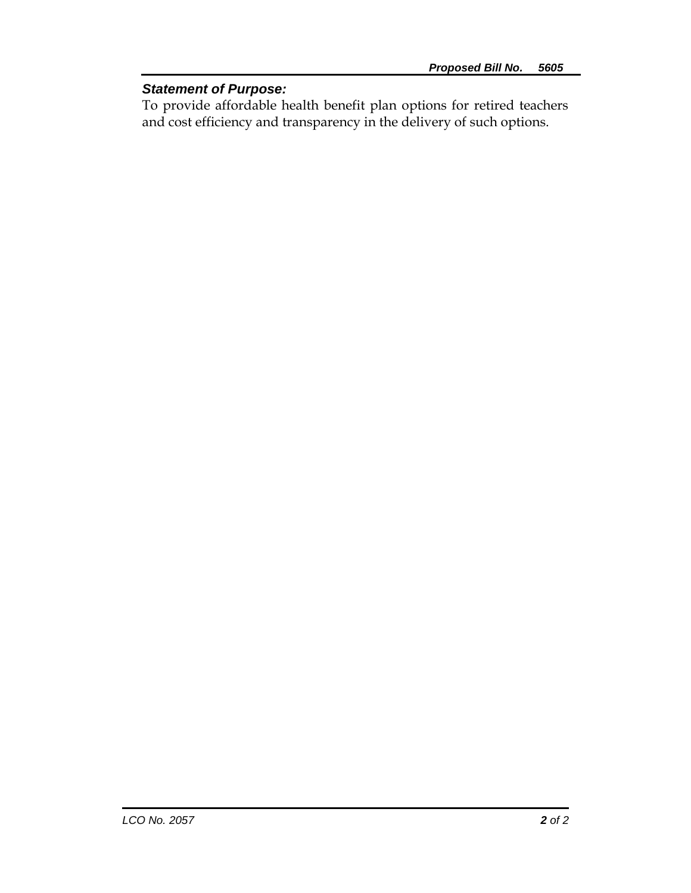### *Statement of Purpose:*

To provide affordable health benefit plan options for retired teachers and cost efficiency and transparency in the delivery of such options.